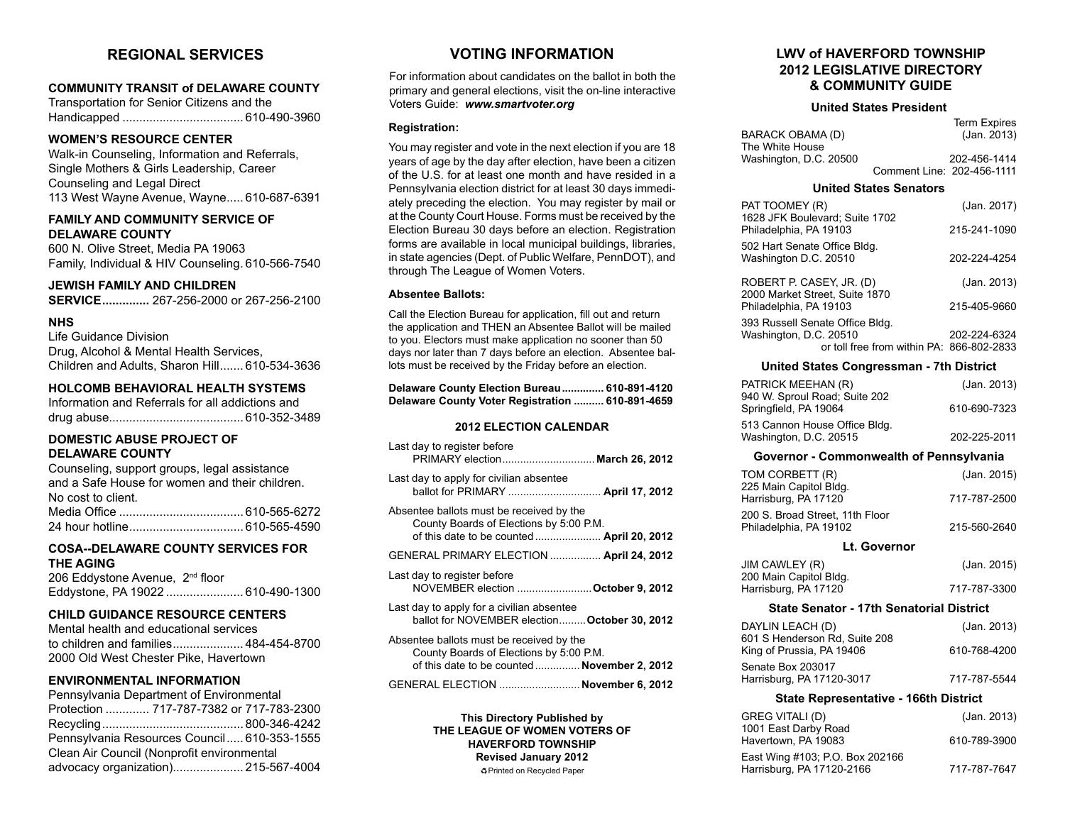## REGIONAL SERVICES

**COMMUNITY TRANSIT of DELAWARE COUNTY**
Transportation for Senior Citizens and the Handicapped .................................... 610-490-3960

**WOMEN'S RESOURCE CENTER**
Walk-in Counseling, Information and Referrals, Single Mothers & Girls Leadership, Career Counseling and Legal Direct
113 West Wayne Avenue, Wayne..... 610-687-6391

**FAMILY AND COMMUNITY SERVICE OF DELAWARE COUNTY**
600 N. Olive Street, Media PA 19063
Family, Individual & HIV Counseling. 610-566-7540

**JEWISH FAMILY AND CHILDREN SERVICE..............** 267-256-2000 or 267-256-2100

**NHS**
Life Guidance Division
Drug, Alcohol & Mental Health Services,
Children and Adults, Sharon Hill....... 610-534-3636

**HOLCOMB BEHAVIORAL HEALTH SYSTEMS**
Information and Referrals for all addictions and drug abuse........................................ 610-352-3489

**DOMESTIC ABUSE PROJECT OF DELAWARE COUNTY**
Counseling, support groups, legal assistance and a Safe House for women and their children. No cost to client.
Media Office ..................................... 610-565-6272
24 hour hotline.................................. 610-565-4590

**COSA--DELAWARE COUNTY SERVICES FOR THE AGING**
206 Eddystone Avenue, 2nd floor
Eddystone, PA 19022 ....................... 610-490-1300

**CHILD GUIDANCE RESOURCE CENTERS**
Mental health and educational services to children and families..................... 484-454-8700
2000 Old West Chester Pike, Havertown

**ENVIRONMENTAL INFORMATION**
Pennsylvania Department of Environmental Protection ............. 717-787-7382 or 717-783-2300
Recycling.......................................... 800-346-4242
Pennsylvania Resources Council..... 610-353-1555
Clean Air Council (Nonprofit environmental advocacy organization)..................... 215-567-4004

## VOTING INFORMATION

For information about candidates on the ballot in both the primary and general elections, visit the on-line interactive Voters Guide: ***www.smartvoter.org***

**Registration:**

You may register and vote in the next election if you are 18 years of age by the day after election, have been a citizen of the U.S. for at least one month and have resided in a Pennsylvania election district for at least 30 days immediately preceding the election. You may register by mail or at the County Court House. Forms must be received by the Election Bureau 30 days before an election. Registration forms are available in local municipal buildings, libraries, in state agencies (Dept. of Public Welfare, PennDOT), and through The League of Women Voters.

**Absentee Ballots:**

Call the Election Bureau for application, fill out and return the application and THEN an Absentee Ballot will be mailed to you. Electors must make application no sooner than 50 days nor later than 7 days before an election. Absentee ballots must be received by the Friday before an election.

**Delaware County Election Bureau.............. 610-891-4120**
**Delaware County Voter Registration .......... 610-891-4659**

### 2012 ELECTION CALENDAR

Last day to register before PRIMARY election............................... **March 26, 2012**

Last day to apply for civilian absentee ballot for PRIMARY ............................... **April 17, 2012**

Absentee ballots must be received by the County Boards of Elections by 5:00 P.M. of this date to be counted...................... **April 20, 2012**

GENERAL PRIMARY ELECTION ................. **April 24, 2012**

Last day to register before NOVEMBER election ......................... **October 9, 2012**

Last day to apply for a civilian absentee ballot for NOVEMBER election......... **October 30, 2012**

Absentee ballots must be received by the County Boards of Elections by 5:00 P.M. of this date to be counted............... **November 2, 2012**

GENERAL ELECTION ........................... **November 6, 2012**

**This Directory Published by**
**THE LEAGUE OF WOMEN VOTERS OF HAVERFORD TOWNSHIP**
**Revised January 2012**
♻ Printed on Recycled Paper

## LWV of HAVERFORD TOWNSHIP 2012 LEGISLATIVE DIRECTORY & COMMUNITY GUIDE

### United States President

Term Expires
BARACK OBAMA (D) (Jan. 2013)
The White House
Washington, D.C. 20500 202-456-1414
Comment Line: 202-456-1111

### United States Senators

PAT TOOMEY (R) (Jan. 2017)
1628 JFK Boulevard; Suite 1702
Philadelphia, PA 19103 215-241-1090

502 Hart Senate Office Bldg.
Washington D.C. 20510 202-224-4254

ROBERT P. CASEY, JR. (D) (Jan. 2013)
2000 Market Street, Suite 1870
Philadelphia, PA 19103 215-405-9660

393 Russell Senate Office Bldg.
Washington, D.C. 20510 202-224-6324
or toll free from within PA: 866-802-2833

### United States Congressman - 7th District

PATRICK MEEHAN (R) (Jan. 2013)
940 W. Sproul Road; Suite 202
Springfield, PA 19064 610-690-7323

513 Cannon House Office Bldg.
Washington, D.C. 20515 202-225-2011

### Governor - Commonwealth of Pennsylvania

TOM CORBETT (R) (Jan. 2015)
225 Main Capitol Bldg.
Harrisburg, PA 17120 717-787-2500

200 S. Broad Street, 11th Floor
Philadelphia, PA 19102 215-560-2640

### Lt. Governor

JIM CAWLEY (R) (Jan. 2015)
200 Main Capitol Bldg.
Harrisburg, PA 17120 717-787-3300

### State Senator - 17th Senatorial District

DAYLIN LEACH (D) (Jan. 2013)
601 S Henderson Rd, Suite 208
King of Prussia, PA 19406 610-768-4200

Senate Box 203017
Harrisburg, PA 17120-3017 717-787-5544

### State Representative - 166th District

GREG VITALI (D) (Jan. 2013)
1001 East Darby Road
Havertown, PA 19083 610-789-3900

East Wing #103; P.O. Box 202166
Harrisburg, PA 17120-2166 717-787-7647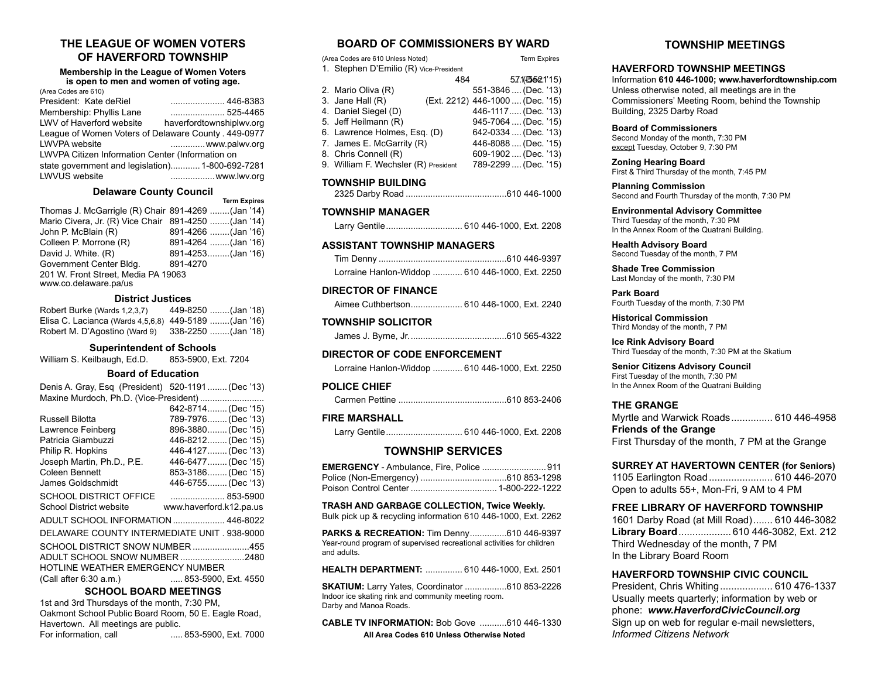## THE LEAGUE OF WOMEN VOTERS OF HAVERFORD TOWNSHIP

**Membership in the League of Women Voters is open to men and women of voting age.**

(Area Codes are 610)

| | |
|---|---|
| President: Kate deRiel | 446-8383 |
| Membership: Phyllis Lane | 525-4465 |
| LWV of Haverford website | haverfordtownshiplwv.org |
| League of Women Voters of Delaware County | 449-0977 |
| LWVPA website | www.palwv.org |
| LWVPA Citizen Information Center (Information on state government and legislation) | 1-800-692-7281 |
| LWVUS website | www.lwv.org |

### Delaware County Council

| | | Term Expires |
|---|---|---|
| Thomas J. McGarrigle (R) Chair | 891-4269 | (Jan '14) |
| Mario Civera, Jr. (R) Vice Chair | 891-4250 | (Jan '14) |
| John P. McBlain (R) | 891-4266 | (Jan '16) |
| Colleen P. Morrone (R) | 891-4264 | (Jan '16) |
| David J. White. (R) | 891-4253 | (Jan '16) |
| Government Center Bldg. | 891-4270 | |

201 W. Front Street, Media PA 19063
www.co.delaware.pa/us

### District Justices

| | | |
|---|---|---|
| Robert Burke (Wards 1,2,3,7) | 449-8250 | (Jan '18) |
| Elisa C. Lacianca (Wards 4,5,6,8) | 449-5189 | (Jan '16) |
| Robert M. D'Agostino (Ward 9) | 338-2250 | (Jan '18) |

### Superintendent of Schools

William S. Keilbaugh, Ed.D. 853-5900, Ext. 7204

### Board of Education

| | | |
|---|---|---|
| Denis A. Gray, Esq (President) | 520-1191 | (Dec '13) |
| Maxine Murdoch, Ph.D. (Vice-President) | 642-8714 | (Dec '15) |
| Russell Bilotta | 789-7976 | (Dec '13) |
| Lawrence Feinberg | 896-3880 | (Dec '15) |
| Patricia Giambuzzi | 446-8212 | (Dec '15) |
| Philip R. Hopkins | 446-4127 | (Dec '13) |
| Joseph Martin, Ph.D., P.E. | 446-6477 | (Dec '15) |
| Coleen Bennett | 853-3186 | (Dec '15) |
| James Goldschmidt | 446-6755 | (Dec '13) |

SCHOOL DISTRICT OFFICE ...... 853-5900
School District website www.haverford.k12.pa.us

ADULT SCHOOL INFORMATION ...... 446-8022

DELAWARE COUNTY INTERMEDIATE UNIT . 938-9000

SCHOOL DISTRICT SNOW NUMBER ...... 455
ADULT SCHOOL SNOW NUMBER ...... 2480
HOTLINE WEATHER EMERGENCY NUMBER
(Call after 6:30 a.m.) ...... 853-5900, Ext. 4550

### SCHOOL BOARD MEETINGS

1st and 3rd Thursdays of the month, 7:30 PM, Oakmont School Public Board Room, 50 E. Eagle Road, Havertown. All meetings are public.
For information, call ...... 853-5900, Ext. 7000

## BOARD OF COMMISSIONERS BY WARD

(Area Codes are 610 Unless Noted)

| Ward | Name | Phone | Term Expires |
|---|---|---|---|
| 1. | Stephen D'Emilio (R) Vice-President | 484 571-5621 | (Dec. '15) |
| 2. | Mario Oliva (R) | 551-3846 | (Dec. '13) |
| 3. | Jane Hall (R) | (Ext. 2212) 446-1000 | (Dec. '15) |
| 4. | Daniel Siegel (D) | 446-1117 | (Dec. '13) |
| 5. | Jeff Heilmann (R) | 945-7064 | (Dec. '15) |
| 6. | Lawrence Holmes, Esq. (D) | 642-0334 | (Dec. '13) |
| 7. | James E. McGarrity (R) | 446-8088 | (Dec. '15) |
| 8. | Chris Connell (R) | 609-1902 | (Dec. '13) |
| 9. | William F. Wechsler (R) President | 789-2299 | (Dec. '15) |

### TOWNSHIP BUILDING
2325 Darby Road ...... 610 446-1000

### TOWNSHIP MANAGER
Larry Gentile ...... 610 446-1000, Ext. 2208

### ASSISTANT TOWNSHIP MANAGERS
Tim Denny ...... 610 446-9397
Lorraine Hanlon-Widdop ...... 610 446-1000, Ext. 2250

### DIRECTOR OF FINANCE
Aimee Cuthbertson ...... 610 446-1000, Ext. 2240

### TOWNSHIP SOLICITOR
James J. Byrne, Jr. ...... 610 565-4322

### DIRECTOR OF CODE ENFORCEMENT
Lorraine Hanlon-Widdop ...... 610 446-1000, Ext. 2250

### POLICE CHIEF
Carmen Pettine ...... 610 853-2406

### FIRE MARSHALL
Larry Gentile ...... 610 446-1000, Ext. 2208

## TOWNSHIP SERVICES

**EMERGENCY** - Ambulance, Fire, Police ...... 911
Police (Non-Emergency) ...... 610 853-1298
Poison Control Center ...... 1-800-222-1222

**TRASH AND GARBAGE COLLECTION, Twice Weekly.**
Bulk pick up & recycling information 610 446-1000, Ext. 2262

**PARKS & RECREATION:** Tim Denny ...... 610 446-9397
Year-round program of supervised recreational activities for children and adults.

**HEALTH DEPARTMENT:** ...... 610 446-1000, Ext. 2501

**SKATIUM:** Larry Yates, Coordinator ...... 610 853-2226
Indoor ice skating rink and community meeting room. Darby and Manoa Roads.

**CABLE TV INFORMATION:** Bob Gove ...... 610 446-1330

**All Area Codes 610 Unless Otherwise Noted**

## TOWNSHIP MEETINGS

### HAVERFORD TOWNSHIP MEETINGS
Information **610 446-1000; www.haverfordtownship.com**
Unless otherwise noted, all meetings are in the Commissioners' Meeting Room, behind the Township Building, 2325 Darby Road

**Board of Commissioners**
Second Monday of the month, 7:30 PM
except Tuesday, October 9, 7:30 PM

**Zoning Hearing Board**
First & Third Thursday of the month, 7:45 PM

**Planning Commission**
Second and Fourth Thursday of the month, 7:30 PM

**Environmental Advisory Committee**
Third Tuesday of the month, 7:30 PM
In the Annex Room of the Quatrani Building.

**Health Advisory Board**
Second Tuesday of the month, 7 PM

**Shade Tree Commission**
Last Monday of the month, 7:30 PM

**Park Board**
Fourth Tuesday of the month, 7:30 PM

**Historical Commission**
Third Monday of the month, 7 PM

**Ice Rink Advisory Board**
Third Tuesday of the month, 7:30 PM at the Skatium

**Senior Citizens Advisory Council**
First Tuesday of the month, 7:30 PM
In the Annex Room of the Quatrani Building

### THE GRANGE
Myrtle and Warwick Roads ...... 610 446-4958
**Friends of the Grange**
First Thursday of the month, 7 PM at the Grange

### SURREY AT HAVERTOWN CENTER (for Seniors)
1105 Earlington Road ...... 610 446-2070
Open to adults 55+, Mon-Fri, 9 AM to 4 PM

### FREE LIBRARY OF HAVERFORD TOWNSHIP
1601 Darby Road (at Mill Road) ...... 610 446-3082
**Library Board** ...... 610 446-3082, Ext. 212
Third Wednesday of the month, 7 PM
In the Library Board Room

### HAVERFORD TOWNSHIP CIVIC COUNCIL
President, Chris Whiting ...... 610 476-1337
Usually meets quarterly; information by web or phone: ***www.HaverfordCivicCouncil.org***
Sign up on web for regular e-mail newsletters, *Informed Citizens Network*